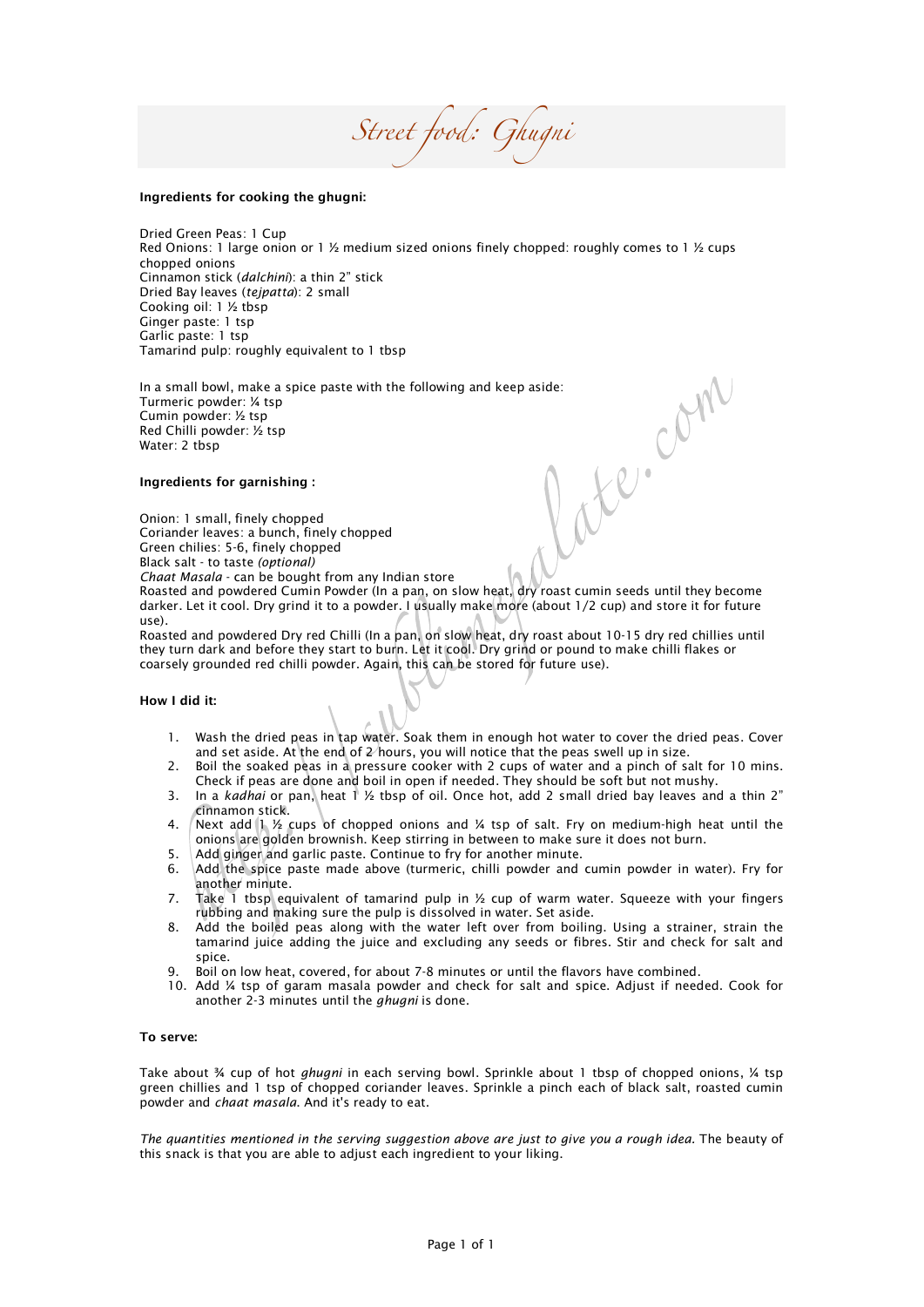# *Street food: Ghugni*

**Ingredients for cooking the ghugni:**

Dried Green Peas: 1 Cup
Red Onions: 1 large onion or 1 ½ medium sized onions finely chopped: roughly comes to 1 ½ cups chopped onions
Cinnamon stick (*dalchini*): a thin 2" stick
Dried Bay leaves (*tejpatta*): 2 small
Cooking oil: 1 ½ tbsp
Ginger paste: 1 tsp
Garlic paste: 1 tsp
Tamarind pulp: roughly equivalent to 1 tbsp

In a small bowl, make a spice paste with the following and keep aside:
Turmeric powder: ¼ tsp
Cumin powder: ½ tsp
Red Chilli powder: ½ tsp
Water: 2 tbsp

**Ingredients for garnishing :**

Onion: 1 small, finely chopped
Coriander leaves: a bunch, finely chopped
Green chilies: 5-6, finely chopped
Black salt - to taste *(optional)*
*Chaat Masala* - can be bought from any Indian store
Roasted and powdered Cumin Powder (In a pan, on slow heat, dry roast cumin seeds until they become darker. Let it cool. Dry grind it to a powder. I usually make more (about 1/2 cup) and store it for future use).
Roasted and powdered Dry red Chilli (In a pan, on slow heat, dry roast about 10-15 dry red chillies until they turn dark and before they start to burn. Let it cool. Dry grind or pound to make chilli flakes or coarsely grounded red chilli powder. Again, this can be stored for future use).

**How I did it:**

1. Wash the dried peas in tap water. Soak them in enough hot water to cover the dried peas. Cover and set aside. At the end of 2 hours, you will notice that the peas swell up in size.
2. Boil the soaked peas in a pressure cooker with 2 cups of water and a pinch of salt for 10 mins. Check if peas are done and boil in open if needed. They should be soft but not mushy.
3. In a *kadhai* or pan, heat 1 ½ tbsp of oil. Once hot, add 2 small dried bay leaves and a thin 2" cinnamon stick.
4. Next add 1 ½ cups of chopped onions and ¼ tsp of salt. Fry on medium-high heat until the onions are golden brownish. Keep stirring in between to make sure it does not burn.
5. Add ginger and garlic paste. Continue to fry for another minute.
6. Add the spice paste made above (turmeric, chilli powder and cumin powder in water). Fry for another minute.
7. Take 1 tbsp equivalent of tamarind pulp in ½ cup of warm water. Squeeze with your fingers rubbing and making sure the pulp is dissolved in water. Set aside.
8. Add the boiled peas along with the water left over from boiling. Using a strainer, strain the tamarind juice adding the juice and excluding any seeds or fibres. Stir and check for salt and spice.
9. Boil on low heat, covered, for about 7-8 minutes or until the flavors have combined.
10. Add ¼ tsp of garam masala powder and check for salt and spice. Adjust if needed. Cook for another 2-3 minutes until the *ghugni* is done.

**To serve:**

Take about ¾ cup of hot *ghugni* in each serving bowl. Sprinkle about 1 tbsp of chopped onions, ¼ tsp green chillies and 1 tsp of chopped coriander leaves. Sprinkle a pinch each of black salt, roasted cumin powder and *chaat masala*. And it's ready to eat.

*The quantities mentioned in the serving suggestion above are just to give you a rough idea.* The beauty of this snack is that you are able to adjust each ingredient to your liking.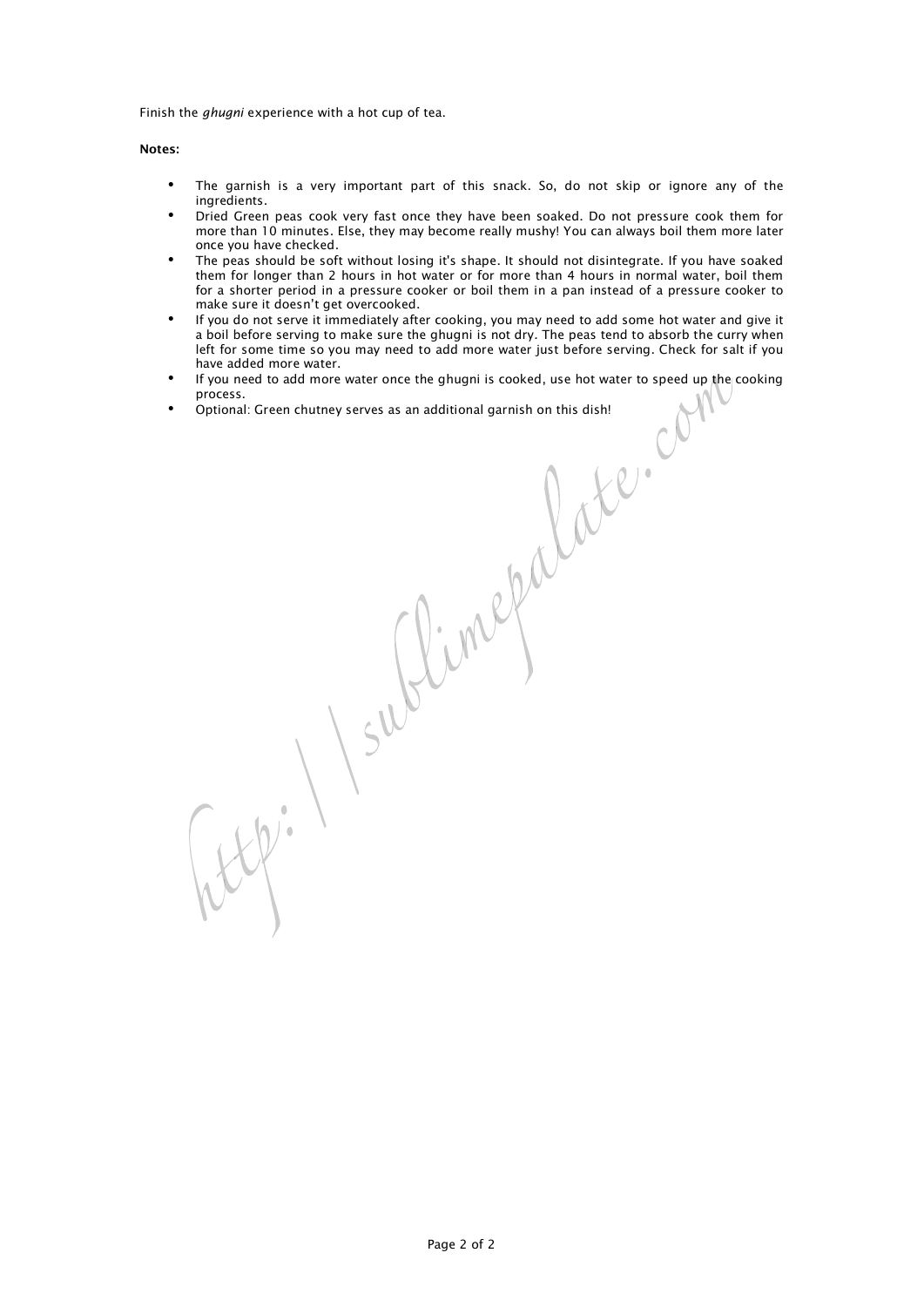Finish the *ghugni* experience with a hot cup of tea.

**Notes:**

- The garnish is a very important part of this snack. So, do not skip or ignore any of the ingredients.
- Dried Green peas cook very fast once they have been soaked. Do not pressure cook them for more than 10 minutes. Else, they may become really mushy! You can always boil them more later once you have checked.
- The peas should be soft without losing it's shape. It should not disintegrate. If you have soaked them for longer than 2 hours in hot water or for more than 4 hours in normal water, boil them for a shorter period in a pressure cooker or boil them in a pan instead of a pressure cooker to make sure it doesn't get overcooked.
- If you do not serve it immediately after cooking, you may need to add some hot water and give it a boil before serving to make sure the ghugni is not dry. The peas tend to absorb the curry when left for some time so you may need to add more water just before serving. Check for salt if you have added more water.
- If you need to add more water once the ghugni is cooked, use hot water to speed up the cooking process.
- Optional: Green chutney serves as an additional garnish on this dish!